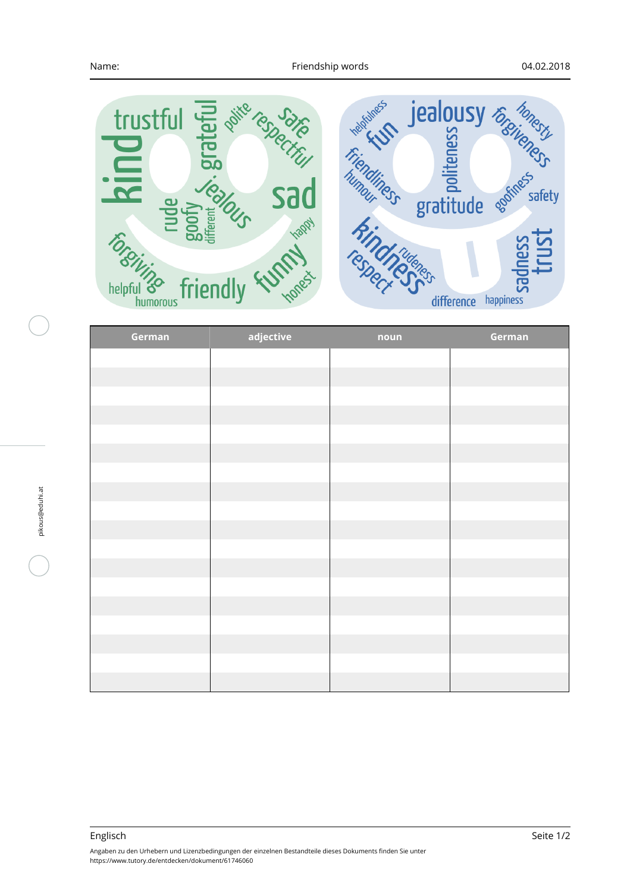Name: Friendship words 04.02.2018

trustful, grateful, polite, respectful, safe, kind, jealous, sad, rude, goofy, different, happy, forgiving, helpful, humorous, friendly, funny, honest

helpfulness, fun, jealousy, forgiveness, honesty, friendliness, humour, politeness, gratitude, goofiness, safety, kindness, respect, rudeness, sadness, trust, difference, happiness

| German | adjective | noun | German |
|---|---|---|---|
| | | | |
| | | | |
| | | | |
| | | | |
| | | | |
| | | | |
| | | | |
| | | | |
| | | | |
| | | | |
| | | | |
| | | | |
| | | | |
| | | | |
| | | | |
| | | | |
| | | | |
| | | | |

Angaben zu den Urhebern und Lizenzbedingungen der einzelnen Bestandteile dieses Dokuments finden Sie unter https://www.tutory.de/entdecken/dokument/61746060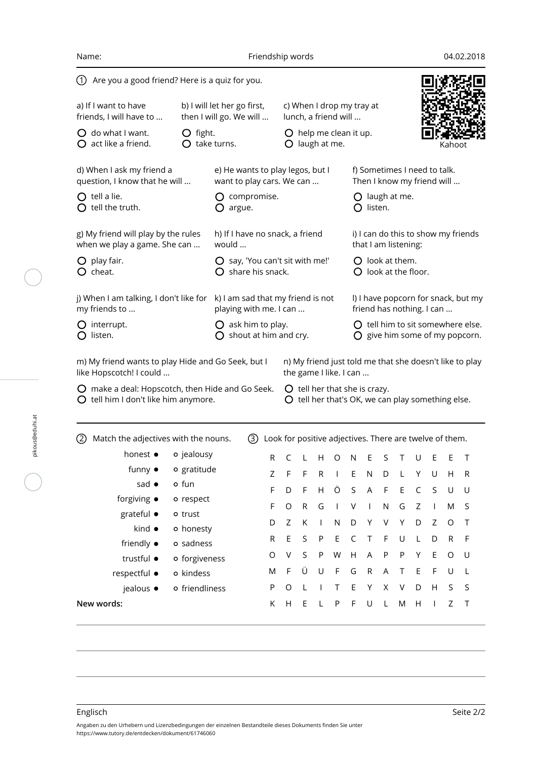Name: Friendship words 04.02.2018

① Are you a good friend? Here is a quiz for you.

Kahoot

a) If I want to have friends, I will have to ...

- ○ do what I want.
- ○ act like a friend.

b) I will let her go first, then I will go. We will ...

- ○ fight.
- ○ take turns.

c) When I drop my tray at lunch, a friend will ...

- ○ help me clean it up.
- ○ laugh at me.

d) When I ask my friend a question, I know that he will ...

- ○ tell a lie.
- ○ tell the truth.

e) He wants to play legos, but I want to play cars. We can ...

- ○ compromise.
- ○ argue.

f) Sometimes I need to talk. Then I know my friend will ...

- ○ laugh at me.
- ○ listen.

g) My friend will play by the rules when we play a game. She can ...

- ○ play fair.
- ○ cheat.

h) If I have no snack, a friend would ...

- ○ say, 'You can't sit with me!'
- ○ share his snack.

i) I can do this to show my friends that I am listening:

- ○ look at them.
- ○ look at the floor.

j) When I am talking, I don't like for my friends to ...

- ○ interrupt.
- ○ listen.

k) I am sad that my friend is not playing with me. I can ...

- ○ ask him to play.
- ○ shout at him and cry.

l) I have popcorn for snack, but my friend has nothing. I can ...

- ○ tell him to sit somewhere else.
- ○ give him some of my popcorn.

m) My friend wants to play Hide and Go Seek, but I like Hopscotch! I could ...

- ○ make a deal: Hopscotch, then Hide and Go Seek.
- ○ tell him I don't like him anymore.

n) My friend just told me that she doesn't like to play the game I like. I can ...

- ○ tell her that she is crazy.
- ○ tell her that's OK, we can play something else.

---

② Match the adjectives with the nouns.

| | |
|---|---|
| honest ● | ○ jealousy |
| funny ● | ○ gratitude |
| sad ● | ○ fun |
| forgiving ● | ○ respect |
| grateful ● | ○ trust |
| kind ● | ○ honesty |
| friendly ● | ○ sadness |
| trustful ● | ○ forgiveness |
| respectful ● | ○ kindness |
| jealous ● | ○ friendliness |

**New words:**

③ Look for positive adjectives. There are twelve of them.

| | | | | | | | | | | | | |
|---|---|---|---|---|---|---|---|---|---|---|---|---|
| R | C | L | H | O | N | E | S | T | U | E | E | T |
| Z | F | F | R | I | E | N | D | L | Y | U | H | R |
| F | D | F | H | Ö | S | A | F | E | C | S | U | U |
| F | O | R | G | I | V | I | N | G | Z | I | M | S |
| D | Z | K | I | N | D | Y | V | Y | D | Z | O | T |
| R | E | S | P | E | C | T | F | U | L | D | R | F |
| O | V | S | P | W | H | A | P | P | Y | E | O | U |
| M | F | Ü | U | F | G | R | A | T | E | F | U | L |
| P | O | L | I | T | E | Y | X | V | D | H | S | S |
| K | H | E | L | P | F | U | L | M | H | I | Z | T |

Englisch

Angaben zu den Urhebern und Lizenzbedingungen der einzelnen Bestandteile dieses Dokuments finden Sie unter https://www.tutory.de/entdecken/dokument/61746060